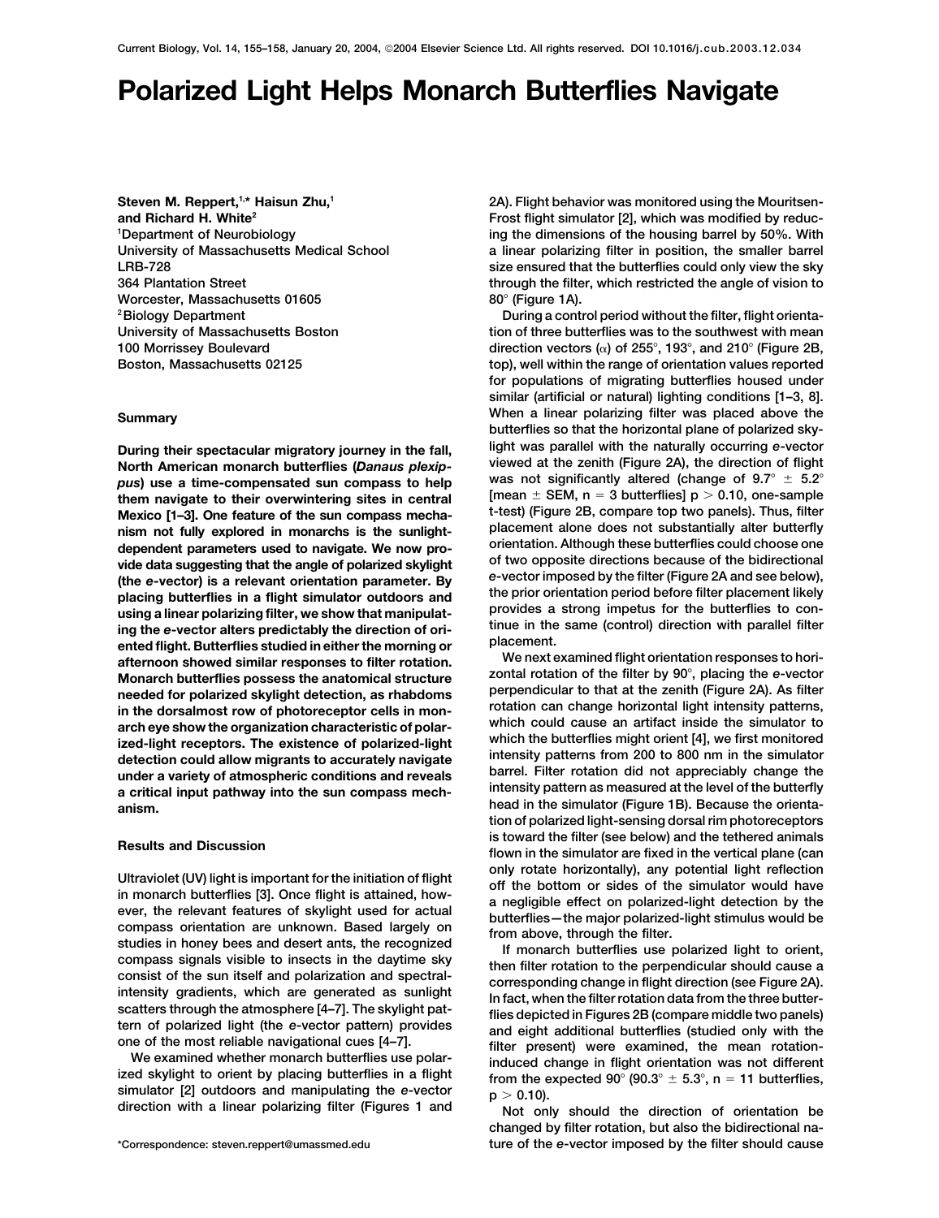# Polarized Light Helps Monarch Butterflies Navigate

Steven M. Reppert,[1,*] Haisun Zhu,[1] and Richard H. White[2]
[1]Department of Neurobiology
University of Massachusetts Medical School
LRB-728
364 Plantation Street
Worcester, Massachusetts 01605
[2]Biology Department
University of Massachusetts Boston
100 Morrissey Boulevard
Boston, Massachusetts 02125

## Summary

**During their spectacular migratory journey in the fall, North American monarch butterflies (*Danaus plexippus*) use a time-compensated sun compass to help them navigate to their overwintering sites in central Mexico [1–3]. One feature of the sun compass mechanism not fully explored in monarchs is the sunlight-dependent parameters used to navigate. We now provide data suggesting that the angle of polarized skylight (the *e*-vector) is a relevant orientation parameter. By placing butterflies in a flight simulator outdoors and using a linear polarizing filter, we show that manipulating the *e*-vector alters predictably the direction of oriented flight. Butterflies studied in either the morning or afternoon showed similar responses to filter rotation. Monarch butterflies possess the anatomical structure needed for polarized skylight detection, as rhabdoms in the dorsalmost row of photoreceptor cells in monarch eye show the organization characteristic of polarized-light receptors. The existence of polarized-light detection could allow migrants to accurately navigate under a variety of atmospheric conditions and reveals a critical input pathway into the sun compass mechanism.**

## Results and Discussion

Ultraviolet (UV) light is important for the initiation of flight in monarch butterflies [3]. Once flight is attained, however, the relevant features of skylight used for actual compass orientation are unknown. Based largely on studies in honey bees and desert ants, the recognized compass signals visible to insects in the daytime sky consist of the sun itself and polarization and spectral-intensity gradients, which are generated as sunlight scatters through the atmosphere [4–7]. The skylight pattern of polarized light (the *e*-vector pattern) provides one of the most reliable navigational cues [4–7].

We examined whether monarch butterflies use polarized skylight to orient by placing butterflies in a flight simulator [2] outdoors and manipulating the *e*-vector direction with a linear polarizing filter (Figures 1 and 2A). Flight behavior was monitored using the Mouritsen-Frost flight simulator [2], which was modified by reducing the dimensions of the housing barrel by 50%. With a linear polarizing filter in position, the smaller barrel size ensured that the butterflies could only view the sky through the filter, which restricted the angle of vision to 80° (Figure 1A).

During a control period without the filter, flight orientation of three butterflies was to the southwest with mean direction vectors ($\alpha$) of 255°, 193°, and 210° (Figure 2B, top), well within the range of orientation values reported for populations of migrating butterflies housed under similar (artificial or natural) lighting conditions [1–3, 8]. When a linear polarizing filter was placed above the butterflies so that the horizontal plane of polarized skylight was parallel with the naturally occurring *e*-vector viewed at the zenith (Figure 2A), the direction of flight was not significantly altered (change of 9.7° $\pm$ 5.2° [mean $\pm$ SEM, $n = 3$ butterflies] $p > 0.10$, one-sample t-test) (Figure 2B, compare top two panels). Thus, filter placement alone does not substantially alter butterfly orientation. Although these butterflies could choose one of two opposite directions because of the bidirectional *e*-vector imposed by the filter (Figure 2A and see below), the prior orientation period before filter placement likely provides a strong impetus for the butterflies to continue in the same (control) direction with parallel filter placement.

We next examined flight orientation responses to horizontal rotation of the filter by 90°, placing the *e*-vector perpendicular to that at the zenith (Figure 2A). As filter rotation can change horizontal light intensity patterns, which could cause an artifact inside the simulator to which the butterflies might orient [4], we first monitored intensity patterns from 200 to 800 nm in the simulator barrel. Filter rotation did not appreciably change the intensity pattern as measured at the level of the butterfly head in the simulator (Figure 1B). Because the orientation of polarized light-sensing dorsal rim photoreceptors is toward the filter (see below) and the tethered animals flown in the simulator are fixed in the vertical plane (can only rotate horizontally), any potential light reflection off the bottom or sides of the simulator would have a negligible effect on polarized-light detection by the butterflies—the major polarized-light stimulus would be from above, through the filter.

If monarch butterflies use polarized light to orient, then filter rotation to the perpendicular should cause a corresponding change in flight direction (see Figure 2A). In fact, when the filter rotation data from the three butterflies depicted in Figures 2B (compare middle two panels) and eight additional butterflies (studied only with the filter present) were examined, the mean rotation-induced change in flight orientation was not different from the expected 90° (90.3° $\pm$ 5.3°, $n = 11$ butterflies, $p > 0.10$).

Not only should the direction of orientation be changed by filter rotation, but also the bidirectional nature of the *e*-vector imposed by the filter should cause

*Correspondence: steven.reppert@umassmed.edu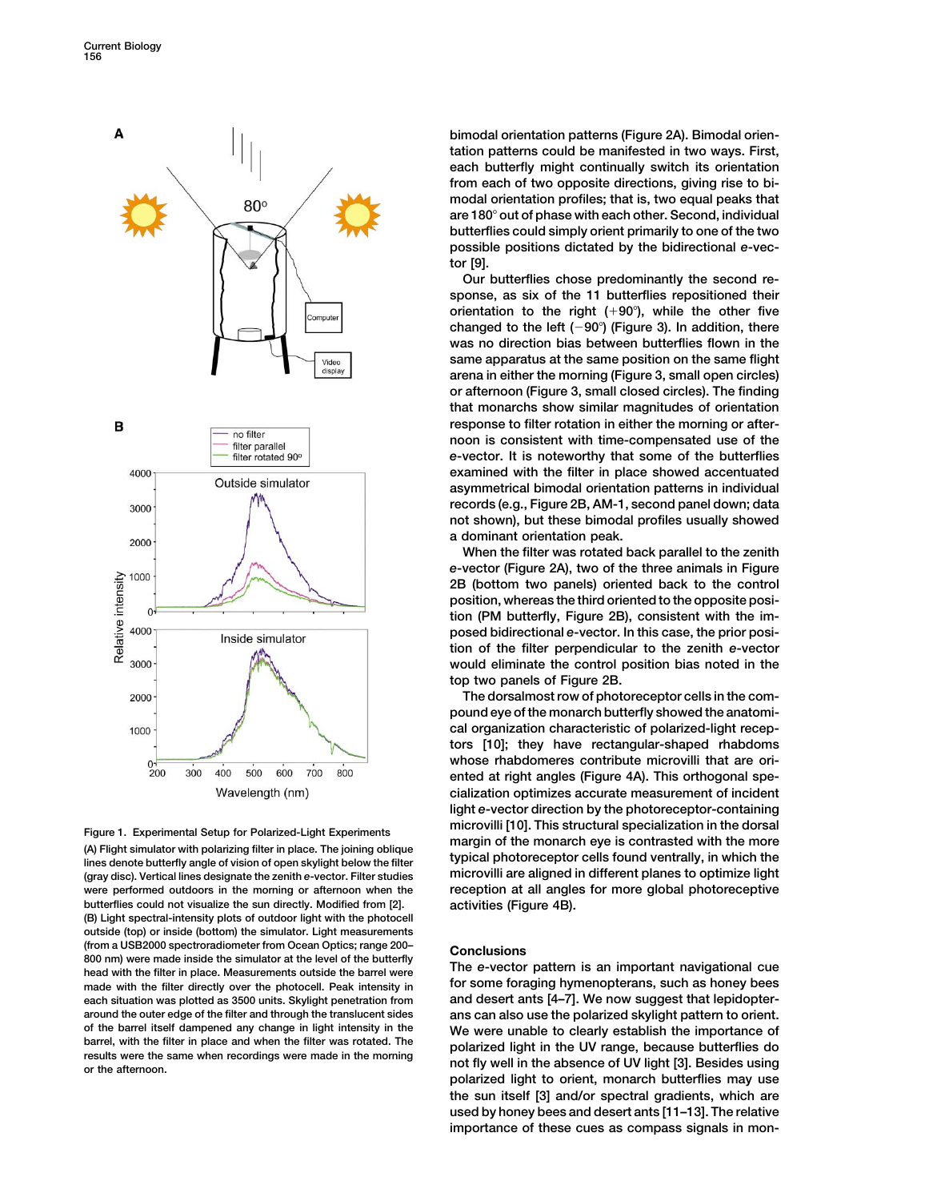Figure 1. Experimental Setup for Polarized-Light Experiments

(A) Flight simulator with polarizing filter in place. The joining oblique lines denote butterfly angle of vision of open skylight below the filter (gray disc). Vertical lines designate the zenith *e*-vector. Filter studies were performed outdoors in the morning or afternoon when the butterflies could not visualize the sun directly. Modified from [2].

(B) Light spectral-intensity plots of outdoor light with the photocell outside (top) or inside (bottom) the simulator. Light measurements (from a USB2000 spectroradiometer from Ocean Optics; range 200–800 nm) were made inside the simulator at the level of the butterfly head with the filter in place. Measurements outside the barrel were made with the filter directly over the photocell. Peak intensity in each situation was plotted as 3500 units. Skylight penetration from around the outer edge of the filter and through the translucent sides of the barrel itself dampened any change in light intensity in the barrel, with the filter in place and when the filter was rotated. The results were the same when recordings were made in the morning or the afternoon.

bimodal orientation patterns (Figure 2A). Bimodal orientation patterns could be manifested in two ways. First, each butterfly might continually switch its orientation from each of two opposite directions, giving rise to bimodal orientation profiles; that is, two equal peaks that are 180° out of phase with each other. Second, individual butterflies could simply orient primarily to one of the two possible positions dictated by the bidirectional *e*-vector [9].

Our butterflies chose predominantly the second response, as six of the 11 butterflies repositioned their orientation to the right (+90°), while the other five changed to the left (−90°) (Figure 3). In addition, there was no direction bias between butterflies flown in the same apparatus at the same position on the same flight arena in either the morning (Figure 3, small open circles) or afternoon (Figure 3, small closed circles). The finding that monarchs show similar magnitudes of orientation response to filter rotation in either the morning or afternoon is consistent with time-compensated use of the *e*-vector. It is noteworthy that some of the butterflies examined with the filter in place showed accentuated asymmetrical bimodal orientation patterns in individual records (e.g., Figure 2B, AM-1, second panel down; data not shown), but these bimodal profiles usually showed a dominant orientation peak.

When the filter was rotated back parallel to the zenith *e*-vector (Figure 2A), two of the three animals in Figure 2B (bottom two panels) oriented back to the control position, whereas the third oriented to the opposite position (PM butterfly, Figure 2B), consistent with the imposed bidirectional *e*-vector. In this case, the prior position of the filter perpendicular to the zenith *e*-vector would eliminate the control position bias noted in the top two panels of Figure 2B.

The dorsalmost row of photoreceptor cells in the compound eye of the monarch butterfly showed the anatomical organization characteristic of polarized-light receptors [10]; they have rectangular-shaped rhabdoms whose rhabdomeres contribute microvilli that are oriented at right angles (Figure 4A). This orthogonal specialization optimizes accurate measurement of incident light *e*-vector direction by the photoreceptor-containing microvilli [10]. This structural specialization in the dorsal margin of the monarch eye is contrasted with the more typical photoreceptor cells found ventrally, in which the microvilli are aligned in different planes to optimize light reception at all angles for more global photoreceptive activities (Figure 4B).

## Conclusions

The *e*-vector pattern is an important navigational cue for some foraging hymenopterans, such as honey bees and desert ants [4–7]. We now suggest that lepidopterans can also use the polarized skylight pattern to orient. We were unable to clearly establish the importance of polarized light in the UV range, because butterflies do not fly well in the absence of UV light [3]. Besides using polarized light to orient, monarch butterflies may use the sun itself [3] and/or spectral gradients, which are used by honey bees and desert ants [11–13]. The relative importance of these cues as compass signals in mon-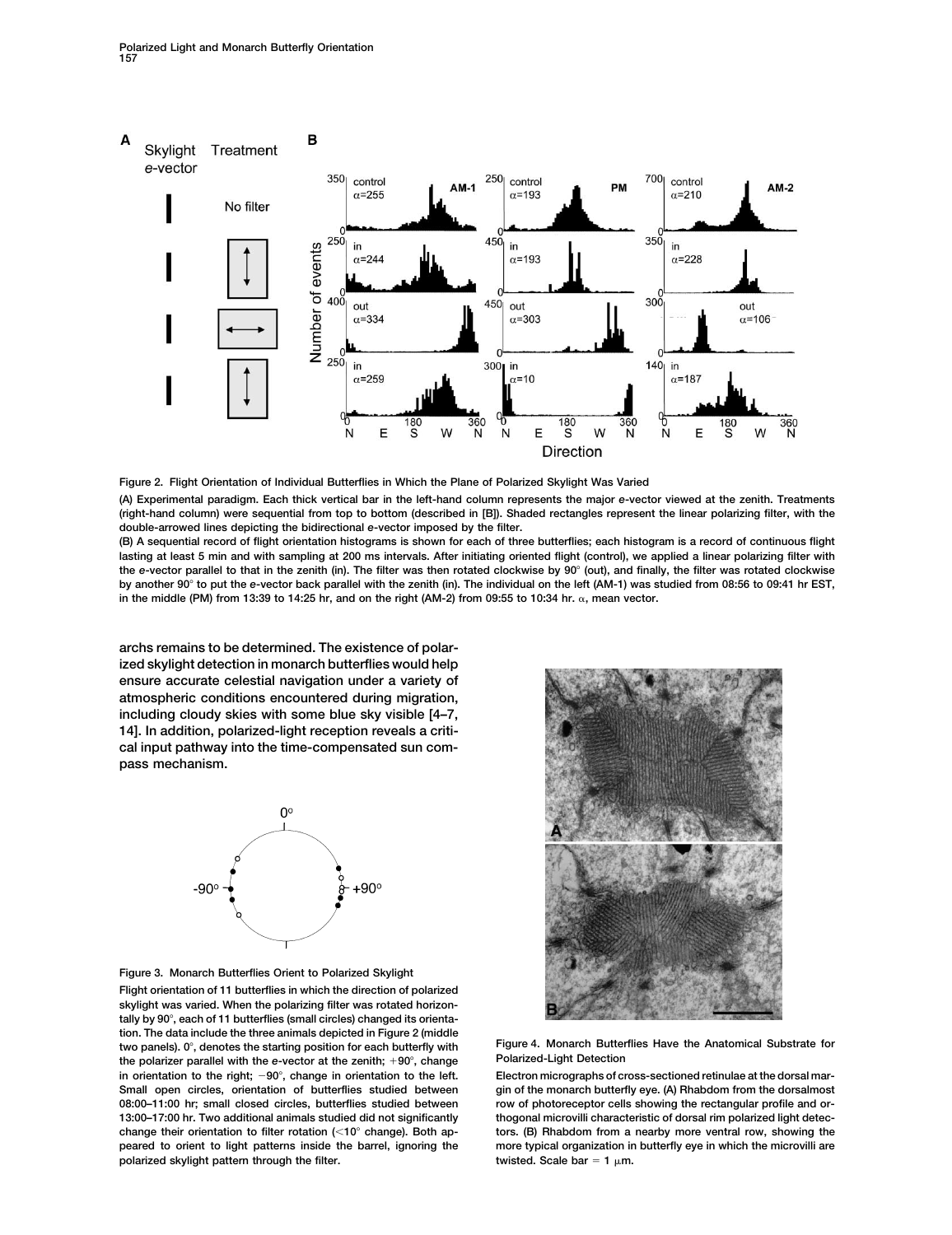**Figure 2. Flight Orientation of Individual Butterflies in Which the Plane of Polarized Skylight Was Varied**

(A) Experimental paradigm. Each thick vertical bar in the left-hand column represents the major e-vector viewed at the zenith. Treatments (right-hand column) were sequential from top to bottom (described in [B]). Shaded rectangles represent the linear polarizing filter, with the double-arrowed lines depicting the bidirectional e-vector imposed by the filter.

(B) A sequential record of flight orientation histograms is shown for each of three butterflies; each histogram is a record of continuous flight lasting at least 5 min and with sampling at 200 ms intervals. After initiating oriented flight (control), we applied a linear polarizing filter with the e-vector parallel to that in the zenith (in). The filter was then rotated clockwise by 90° (out), and finally, the filter was rotated clockwise by another 90° to put the e-vector back parallel with the zenith (in). The individual on the left (AM-1) was studied from 08:56 to 09:41 hr EST, in the middle (PM) from 13:39 to 14:25 hr, and on the right (AM-2) from 09:55 to 10:34 hr. $\alpha$, mean vector.

archs remains to be determined. The existence of polarized skylight detection in monarch butterflies would help ensure accurate celestial navigation under a variety of atmospheric conditions encountered during migration, including cloudy skies with some blue sky visible [4–7, 14]. In addition, polarized-light reception reveals a critical input pathway into the time-compensated sun compass mechanism.

**Figure 3. Monarch Butterflies Orient to Polarized Skylight**

Flight orientation of 11 butterflies in which the direction of polarized skylight was varied. When the polarizing filter was rotated horizontally by 90°, each of 11 butterflies (small circles) changed its orientation. The data include the three animals depicted in Figure 2 (middle two panels). 0°, denotes the starting position for each butterfly with the polarizer parallel with the e-vector at the zenith; +90°, change in orientation to the right; −90°, change in orientation to the left. Small open circles, orientation of butterflies studied between 08:00–11:00 hr; small closed circles, butterflies studied between 13:00–17:00 hr. Two additional animals studied did not significantly change their orientation to filter rotation (<10° change). Both appeared to orient to light patterns inside the barrel, ignoring the polarized skylight pattern through the filter.

**Figure 4. Monarch Butterflies Have the Anatomical Substrate for Polarized-Light Detection**

Electron micrographs of cross-sectioned retinulae at the dorsal margin of the monarch butterfly eye. (A) Rhabdom from the dorsalmost row of photoreceptor cells showing the rectangular profile and orthogonal microvilli characteristic of dorsal rim polarized light detectors. (B) Rhabdom from a nearby more ventral row, showing the more typical organization in butterfly eye in which the microvilli are twisted. Scale bar = 1 $\mu$m.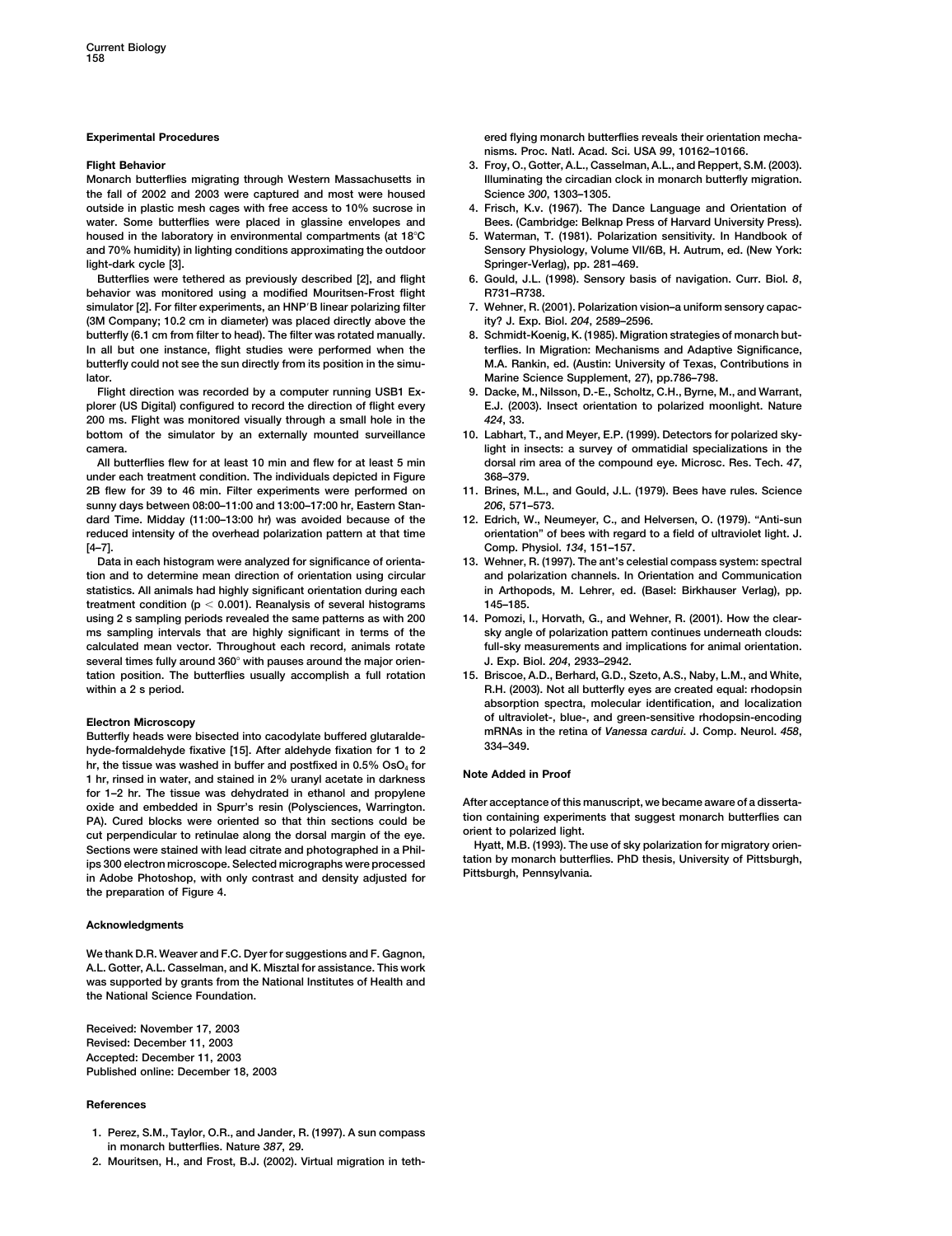## Experimental Procedures

### Flight Behavior

Monarch butterflies migrating through Western Massachusetts in the fall of 2002 and 2003 were captured and most were housed outside in plastic mesh cages with free access to 10% sucrose in water. Some butterflies were placed in glassine envelopes and housed in the laboratory in environmental compartments (at 18°C and 70% humidity) in lighting conditions approximating the outdoor light-dark cycle [3].

Butterflies were tethered as previously described [2], and flight behavior was monitored using a modified Mouritsen-Frost flight simulator [2]. For filter experiments, an HNP′B linear polarizing filter (3M Company; 10.2 cm in diameter) was placed directly above the butterfly (6.1 cm from filter to head). The filter was rotated manually. In all but one instance, flight studies were performed when the butterfly could not see the sun directly from its position in the simulator.

Flight direction was recorded by a computer running USB1 Explorer (US Digital) configured to record the direction of flight every 200 ms. Flight was monitored visually through a small hole in the bottom of the simulator by an externally mounted surveillance camera.

All butterflies flew for at least 10 min and flew for at least 5 min under each treatment condition. The individuals depicted in Figure 2B flew for 39 to 46 min. Filter experiments were performed on sunny days between 08:00–11:00 and 13:00–17:00 hr, Eastern Standard Time. Midday (11:00–13:00 hr) was avoided because of the reduced intensity of the overhead polarization pattern at that time [4–7].

Data in each histogram were analyzed for significance of orientation and to determine mean direction of orientation using circular statistics. All animals had highly significant orientation during each treatment condition ($p < 0.001$). Reanalysis of several histograms using 2 s sampling periods revealed the same patterns as with 200 ms sampling intervals that are highly significant in terms of the calculated mean vector. Throughout each record, animals rotate several times fully around 360° with pauses around the major orientation position. The butterflies usually accomplish a full rotation within a 2 s period.

### Electron Microscopy

Butterfly heads were bisected into cacodylate buffered glutaraldehyde-formaldehyde fixative [15]. After aldehyde fixation for 1 to 2 hr, the tissue was washed in buffer and postfixed in 0.5% $OsO_4$ for 1 hr, rinsed in water, and stained in 2% uranyl acetate in darkness for 1–2 hr. The tissue was dehydrated in ethanol and propylene oxide and embedded in Spurr's resin (Polysciences, Warrington. PA). Cured blocks were oriented so that thin sections could be cut perpendicular to retinulae along the dorsal margin of the eye. Sections were stained with lead citrate and photographed in a Philips 300 electron microscope. Selected micrographs were processed in Adobe Photoshop, with only contrast and density adjusted for the preparation of Figure 4.

## Acknowledgments

We thank D.R. Weaver and F.C. Dyer for suggestions and F. Gagnon, A.L. Gotter, A.L. Casselman, and K. Misztal for assistance. This work was supported by grants from the National Institutes of Health and the National Science Foundation.

Received: November 17, 2003
Revised: December 11, 2003
Accepted: December 11, 2003
Published online: December 18, 2003

## References

1. Perez, S.M., Taylor, O.R., and Jander, R. (1997). A sun compass in monarch butterflies. Nature *387*, 29.
2. Mouritsen, H., and Frost, B.J. (2002). Virtual migration in tethered flying monarch butterflies reveals their orientation mechanisms. Proc. Natl. Acad. Sci. USA *99*, 10162–10166.
3. Froy, O., Gotter, A.L., Casselman, A.L., and Reppert, S.M. (2003). Illuminating the circadian clock in monarch butterfly migration. Science *300*, 1303–1305.
4. Frisch, K.v. (1967). The Dance Language and Orientation of Bees. (Cambridge: Belknap Press of Harvard University Press).
5. Waterman, T. (1981). Polarization sensitivity. In Handbook of Sensory Physiology, Volume VII/6B, H. Autrum, ed. (New York: Springer-Verlag), pp. 281–469.
6. Gould, J.L. (1998). Sensory basis of navigation. Curr. Biol. *8*, R731–R738.
7. Wehner, R. (2001). Polarization vision–a uniform sensory capacity? J. Exp. Biol. *204*, 2589–2596.
8. Schmidt-Koenig, K. (1985). Migration strategies of monarch butterflies. In Migration: Mechanisms and Adaptive Significance, M.A. Rankin, ed. (Austin: University of Texas, Contributions in Marine Science Supplement, 27), pp.786–798.
9. Dacke, M., Nilsson, D.-E., Scholtz, C.H., Byrne, M., and Warrant, E.J. (2003). Insect orientation to polarized moonlight. Nature *424*, 33.
10. Labhart, T., and Meyer, E.P. (1999). Detectors for polarized skylight in insects: a survey of ommatidial specializations in the dorsal rim area of the compound eye. Microsc. Res. Tech. *47*, 368–379.
11. Brines, M.L., and Gould, J.L. (1979). Bees have rules. Science *206*, 571–573.
12. Edrich, W., Neumeyer, C., and Helversen, O. (1979). "Anti-sun orientation" of bees with regard to a field of ultraviolet light. J. Comp. Physiol. *134*, 151–157.
13. Wehner, R. (1997). The ant's celestial compass system: spectral and polarization channels. In Orientation and Communication in Arthopods, M. Lehrer, ed. (Basel: Birkhauser Verlag), pp. 145–185.
14. Pomozi, I., Horvath, G., and Wehner, R. (2001). How the clear-sky angle of polarization pattern continues underneath clouds: full-sky measurements and implications for animal orientation. J. Exp. Biol. *204*, 2933–2942.
15. Briscoe, A.D., Berhard, G.D., Szeto, A.S., Naby, L.M., and White, R.H. (2003). Not all butterfly eyes are created equal: rhodopsin absorption spectra, molecular identification, and localization of ultraviolet-, blue-, and green-sensitive rhodopsin-encoding mRNAs in the retina of *Vanessa cardui*. J. Comp. Neurol. *458*, 334–349.

## Note Added in Proof

After acceptance of this manuscript, we became aware of a dissertation containing experiments that suggest monarch butterflies can orient to polarized light.

Hyatt, M.B. (1993). The use of sky polarization for migratory orientation by monarch butterflies. PhD thesis, University of Pittsburgh, Pittsburgh, Pennsylvania.